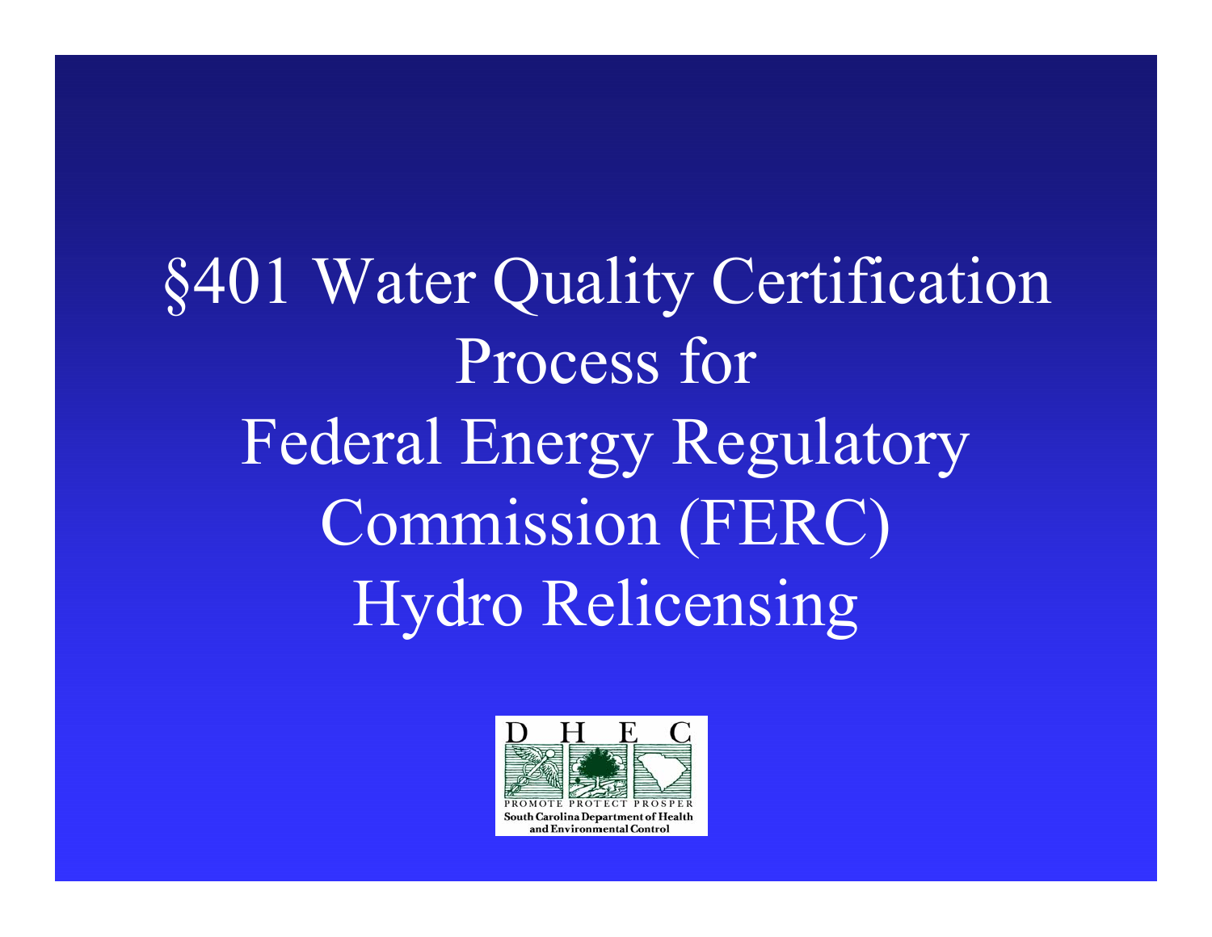# §401 Water Quality Certification Process for Federal Energy Regulatory Commission (FERC) Hydro Relicensing

D H E C

PROMOTE PROTECT PROSPER

South Carolina Department of Health and Environmental Control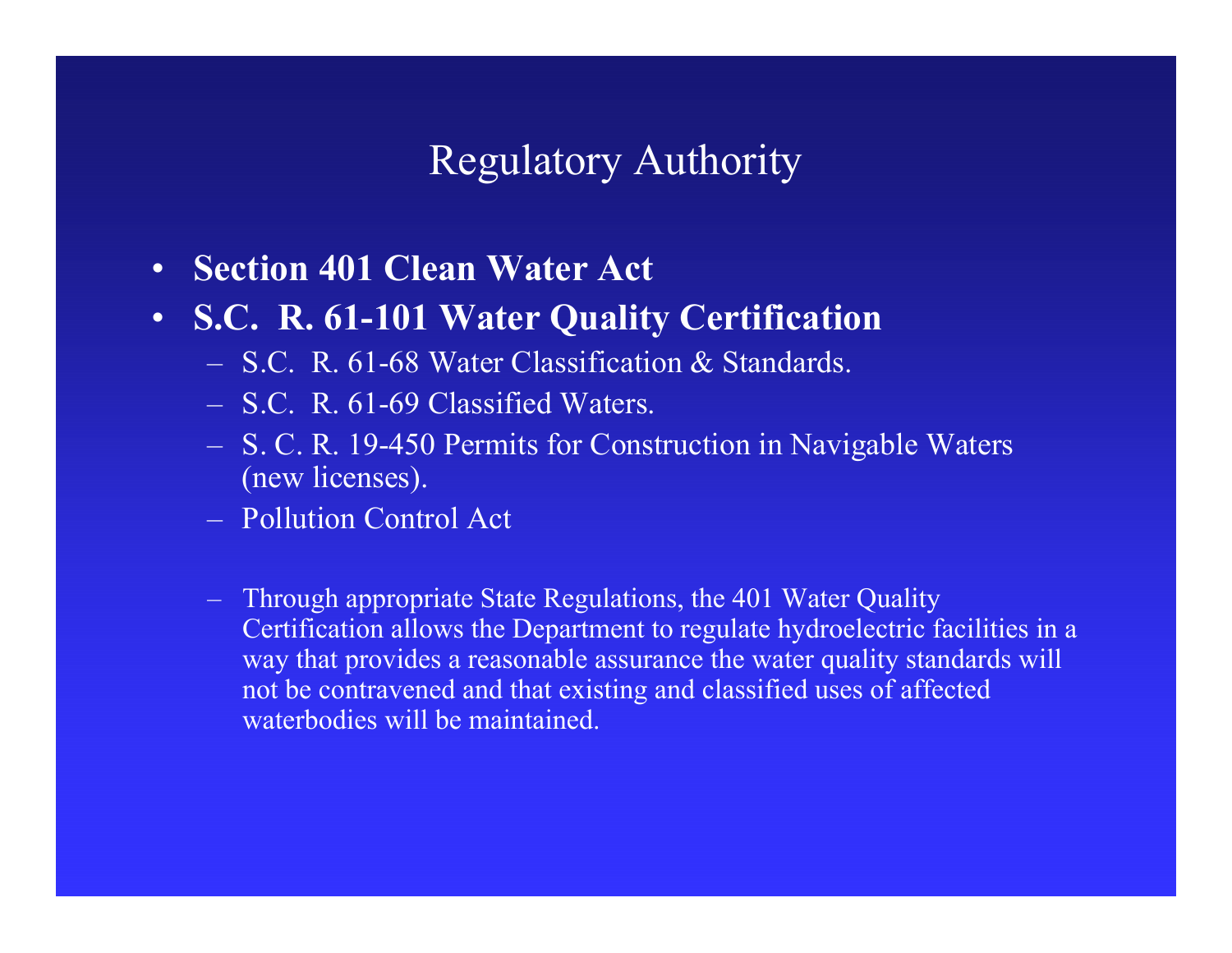# Regulatory Authority

- **Section 401 Clean Water Act**
- **S.C. R. 61-101 Water Quality Certification**
  - S.C. R. 61-68 Water Classification & Standards.
  - S.C. R. 61-69 Classified Waters.
  - S. C. R. 19-450 Permits for Construction in Navigable Waters (new licenses).
  - Pollution Control Act
  - Through appropriate State Regulations, the 401 Water Quality Certification allows the Department to regulate hydroelectric facilities in a way that provides a reasonable assurance the water quality standards will not be contravened and that existing and classified uses of affected waterbodies will be maintained.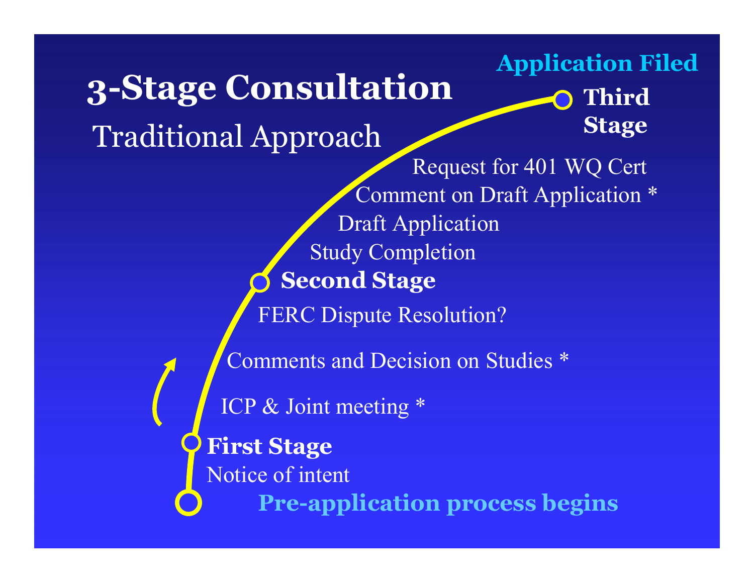# 3-Stage Consultation

## Traditional Approach

**Application Filed**

**Third Stage**

Request for 401 WQ Cert

Comment on Draft Application *

Draft Application

Study Completion

**Second Stage**

FERC Dispute Resolution?

Comments and Decision on Studies *

ICP & Joint meeting *

**First Stage**

Notice of intent

**Pre-application process begins**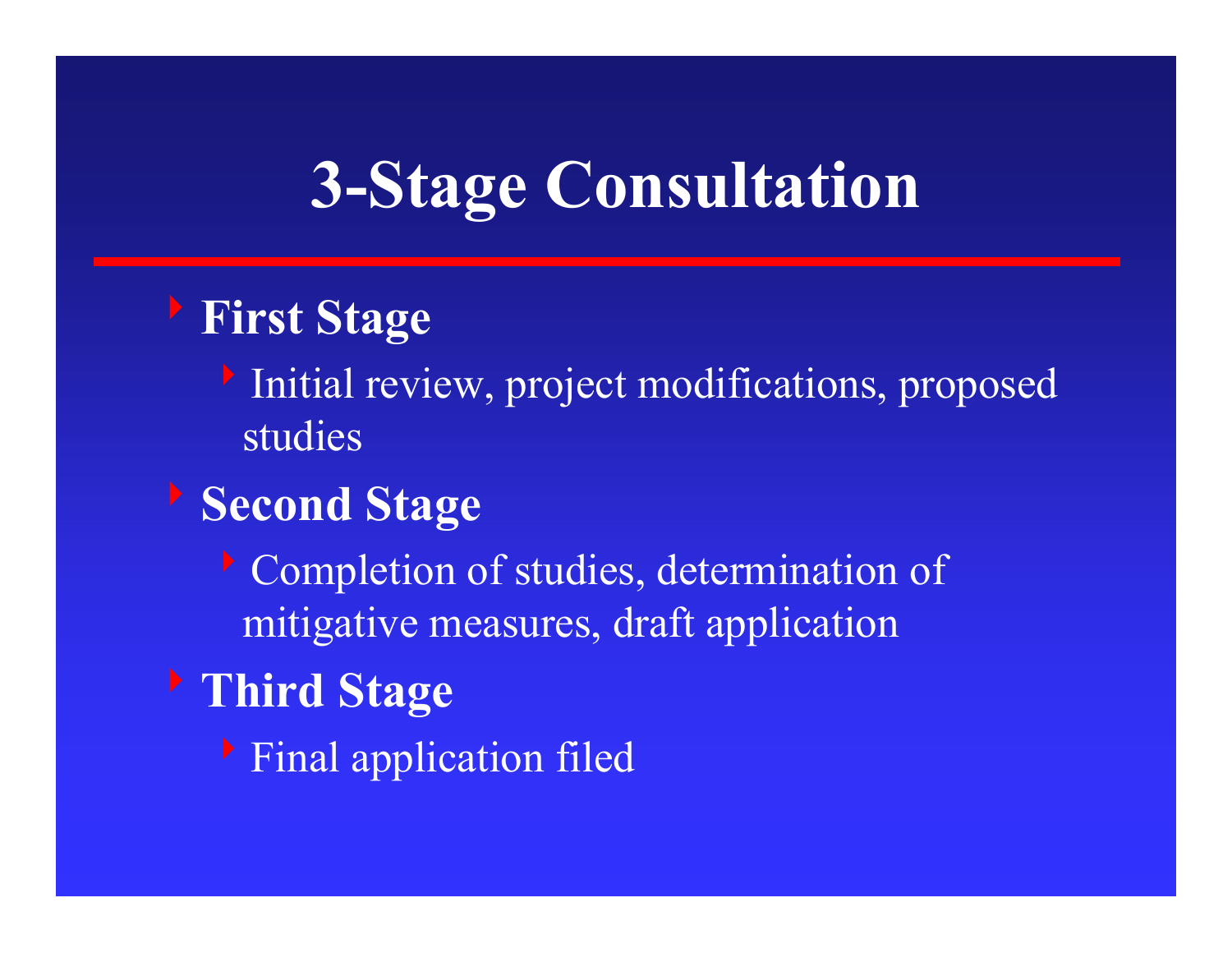# 3-Stage Consultation

- **First Stage**
  - Initial review, project modifications, proposed studies
- **Second Stage**
  - Completion of studies, determination of mitigative measures, draft application
- **Third Stage**
  - Final application filed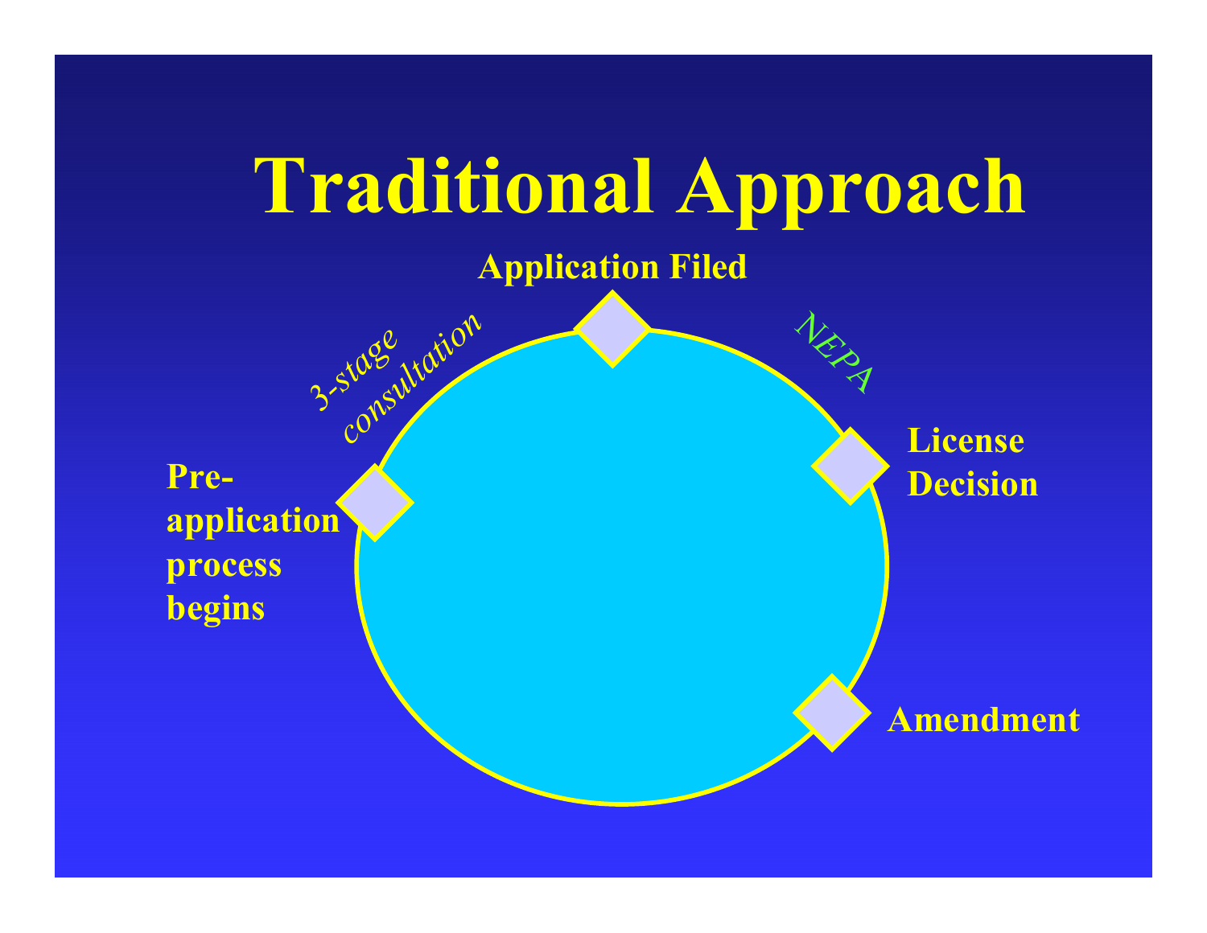# Traditional Approach

**Application Filed**

*3-stage consultation*

*NEPA*

**Pre-application process begins**

**License Decision**

**Amendment**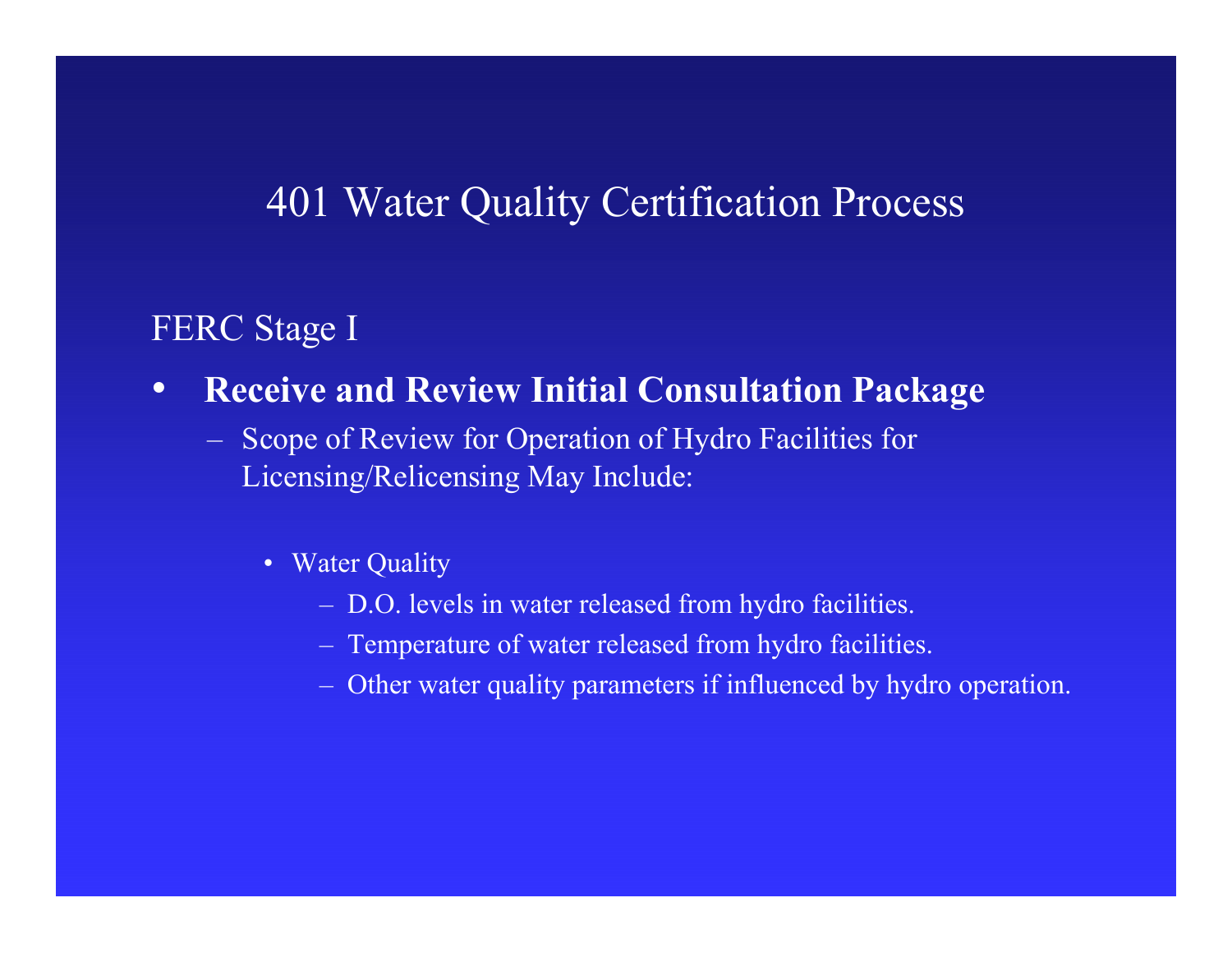# 401 Water Quality Certification Process

## FERC Stage I

- **Receive and Review Initial Consultation Package**
  - Scope of Review for Operation of Hydro Facilities for Licensing/Relicensing May Include:
    - Water Quality
      - D.O. levels in water released from hydro facilities.
      - Temperature of water released from hydro facilities.
      - Other water quality parameters if influenced by hydro operation.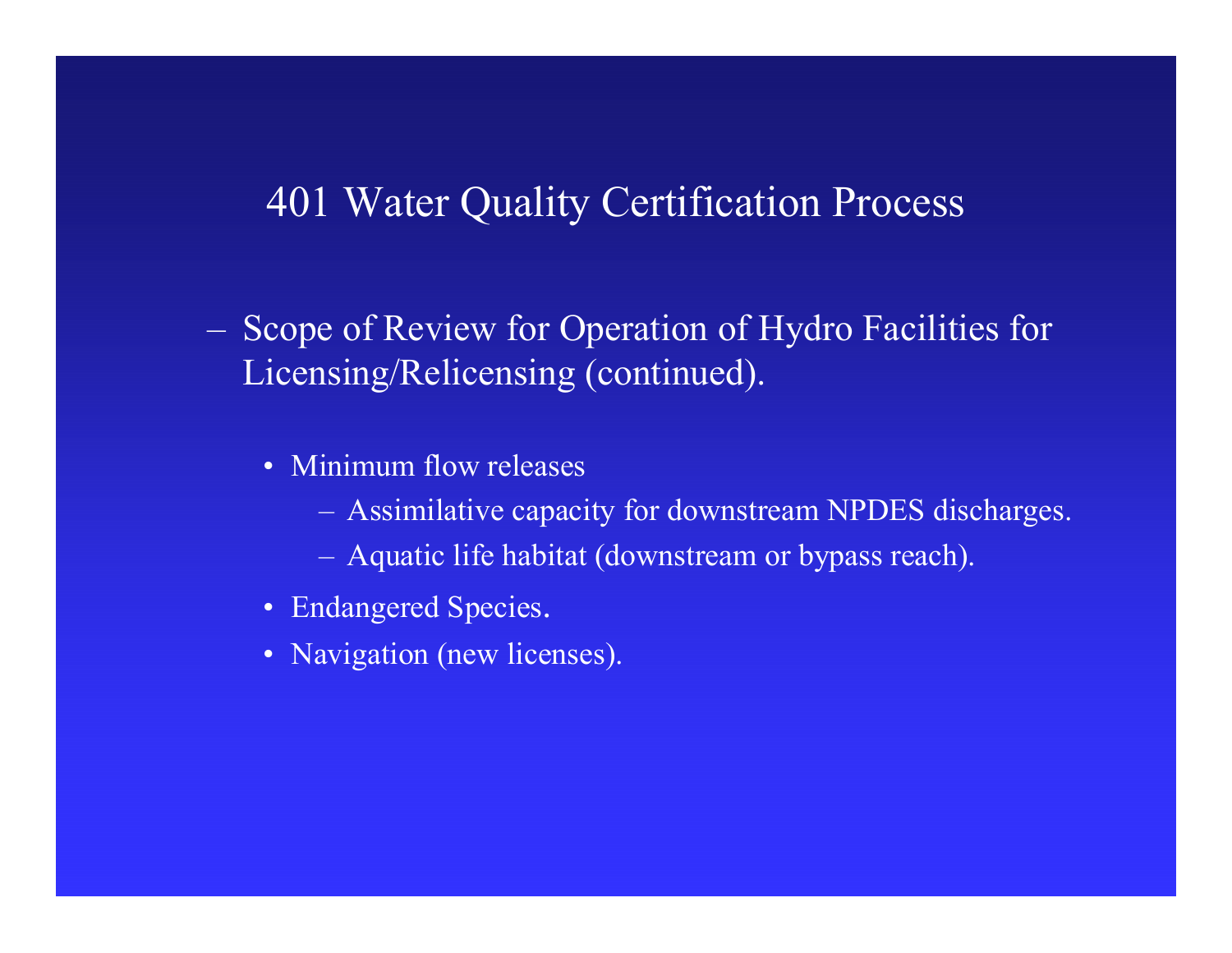# 401 Water Quality Certification Process

- Scope of Review for Operation of Hydro Facilities for Licensing/Relicensing (continued).
  - Minimum flow releases
    - Assimilative capacity for downstream NPDES discharges.
    - Aquatic life habitat (downstream or bypass reach).
  - Endangered Species.
  - Navigation (new licenses).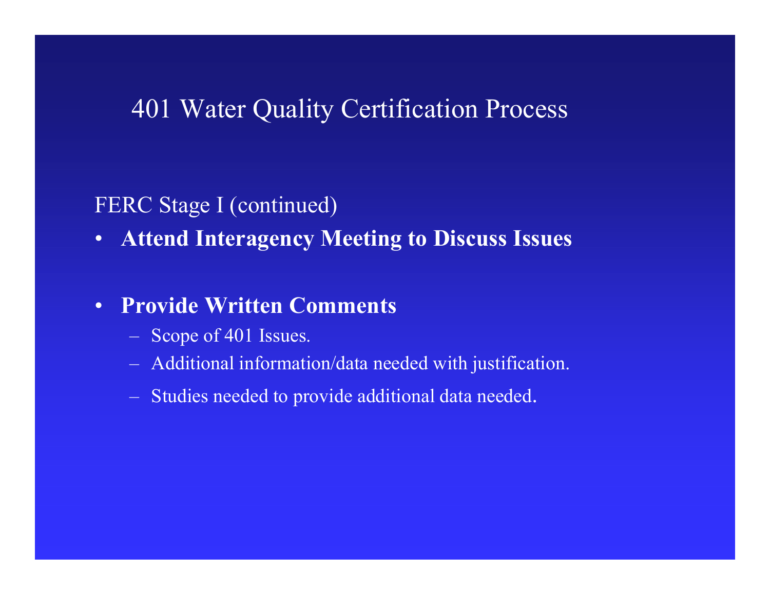# 401 Water Quality Certification Process

FERC Stage I (continued)

- **Attend Interagency Meeting to Discuss Issues**

- **Provide Written Comments**
  - Scope of 401 Issues.
  - Additional information/data needed with justification.
  - Studies needed to provide additional data needed.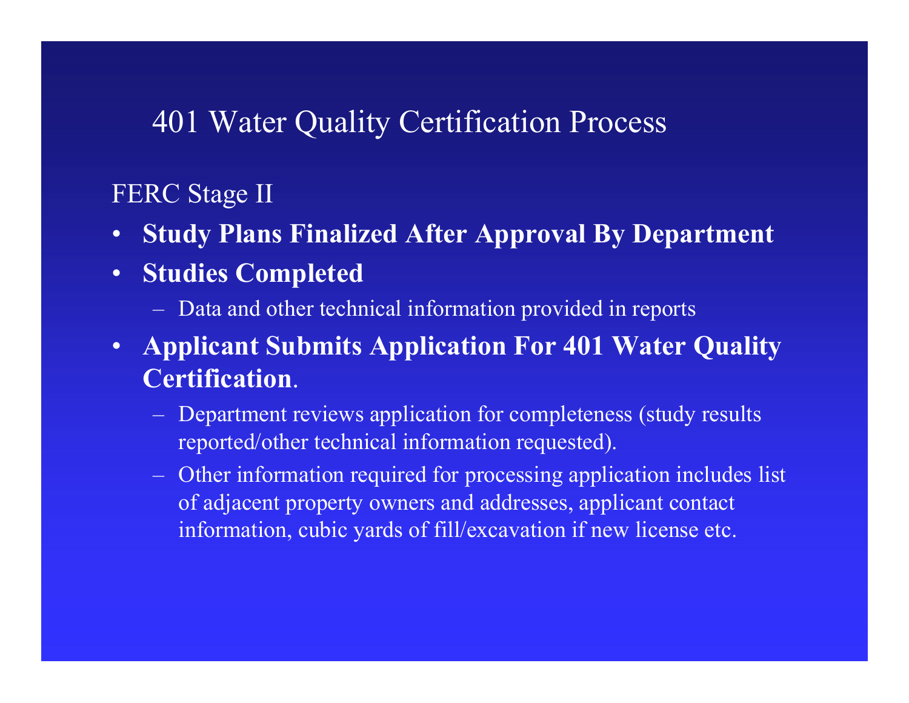# 401 Water Quality Certification Process

FERC Stage II

- **Study Plans Finalized After Approval By Department**
- **Studies Completed**
  - Data and other technical information provided in reports
- **Applicant Submits Application For 401 Water Quality Certification**.
  - Department reviews application for completeness (study results reported/other technical information requested).
  - Other information required for processing application includes list of adjacent property owners and addresses, applicant contact information, cubic yards of fill/excavation if new license etc.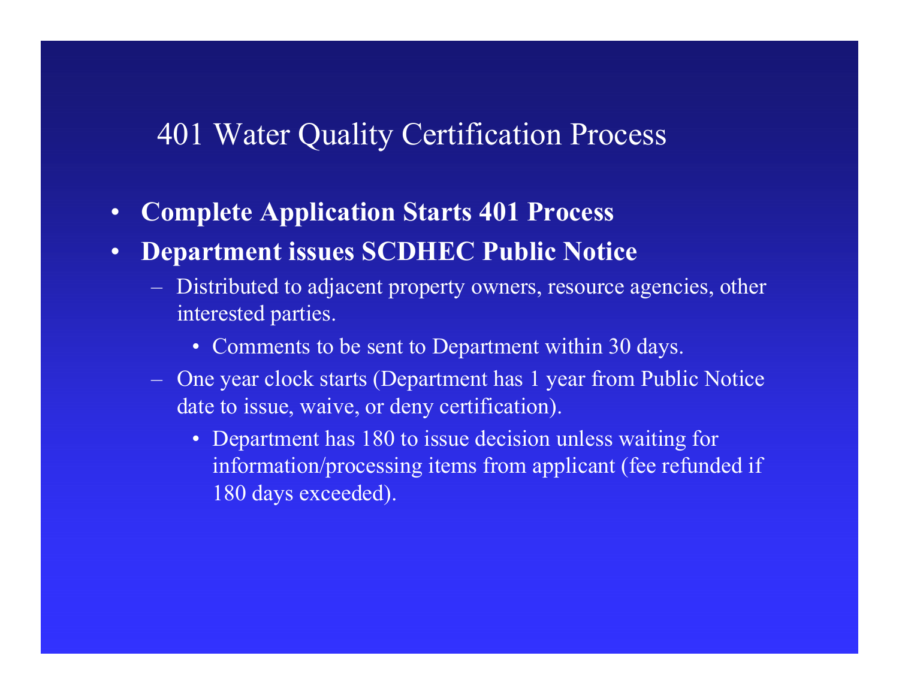# 401 Water Quality Certification Process

- **Complete Application Starts 401 Process**
- **Department issues SCDHEC Public Notice**
  - Distributed to adjacent property owners, resource agencies, other interested parties.
    - Comments to be sent to Department within 30 days.
  - One year clock starts (Department has 1 year from Public Notice date to issue, waive, or deny certification).
    - Department has 180 to issue decision unless waiting for information/processing items from applicant (fee refunded if 180 days exceeded).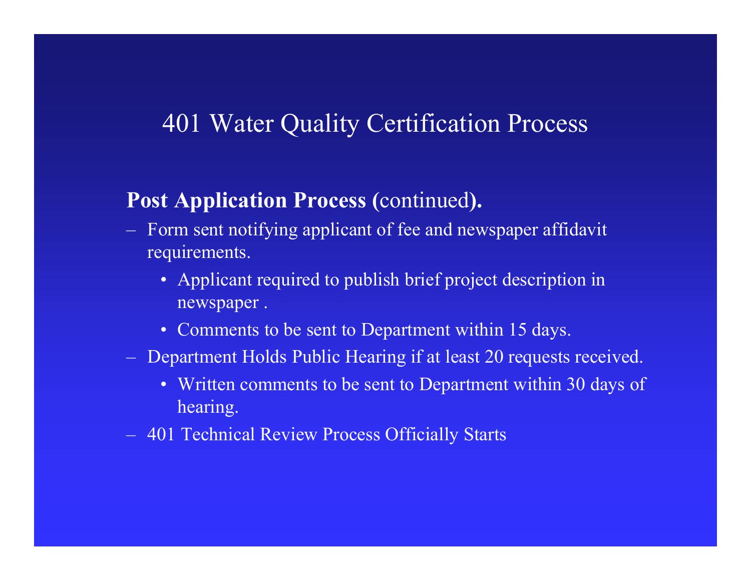# 401 Water Quality Certification Process

**Post Application Process (**continued**).**

- Form sent notifying applicant of fee and newspaper affidavit requirements.
  - Applicant required to publish brief project description in newspaper .
  - Comments to be sent to Department within 15 days.
- Department Holds Public Hearing if at least 20 requests received.
  - Written comments to be sent to Department within 30 days of hearing.
- 401 Technical Review Process Officially Starts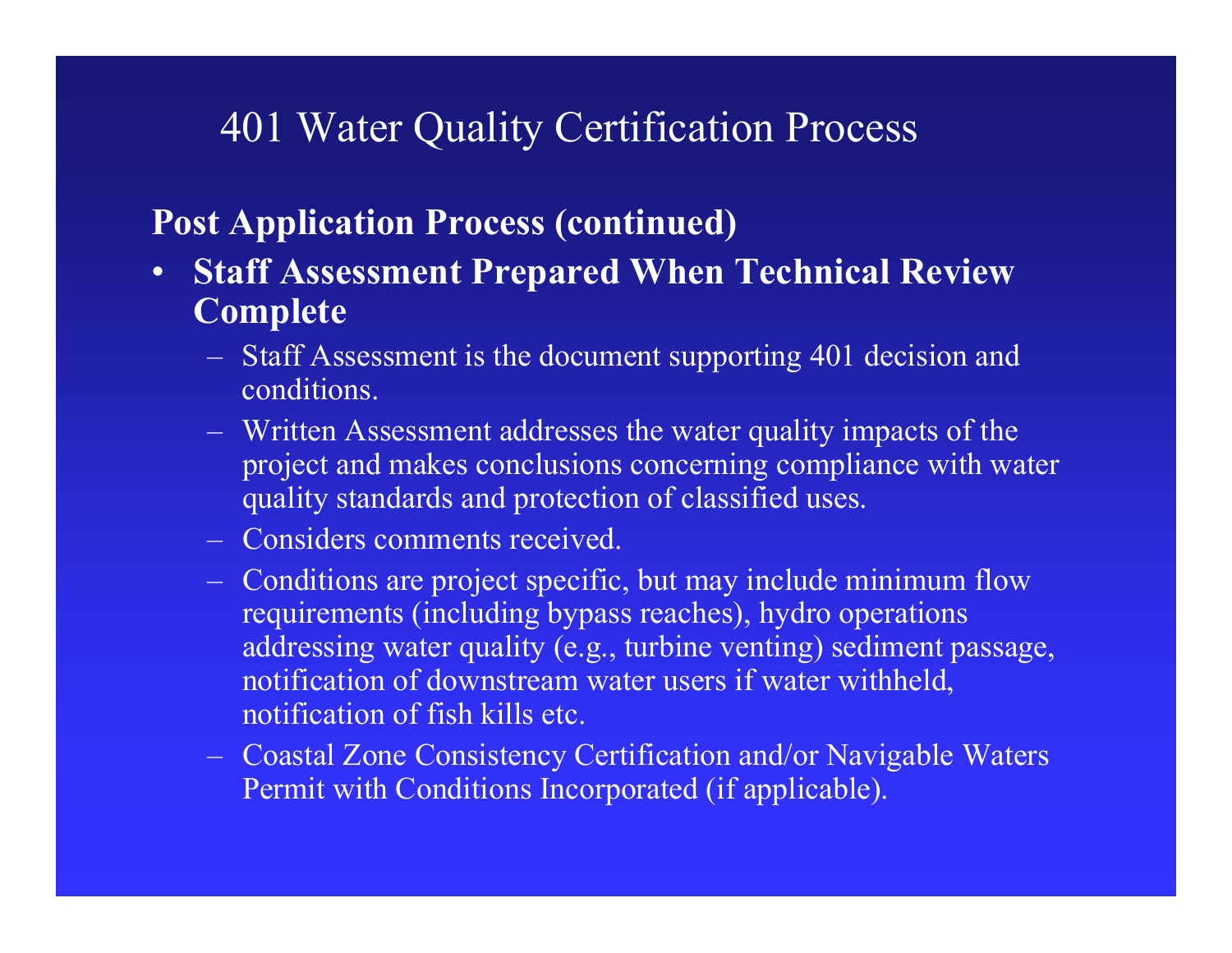# 401 Water Quality Certification Process

**Post Application Process (continued)**

- **Staff Assessment Prepared When Technical Review Complete**
  - Staff Assessment is the document supporting 401 decision and conditions.
  - Written Assessment addresses the water quality impacts of the project and makes conclusions concerning compliance with water quality standards and protection of classified uses.
  - Considers comments received.
  - Conditions are project specific, but may include minimum flow requirements (including bypass reaches), hydro operations addressing water quality (e.g., turbine venting) sediment passage, notification of downstream water users if water withheld, notification of fish kills etc.
  - Coastal Zone Consistency Certification and/or Navigable Waters Permit with Conditions Incorporated (if applicable).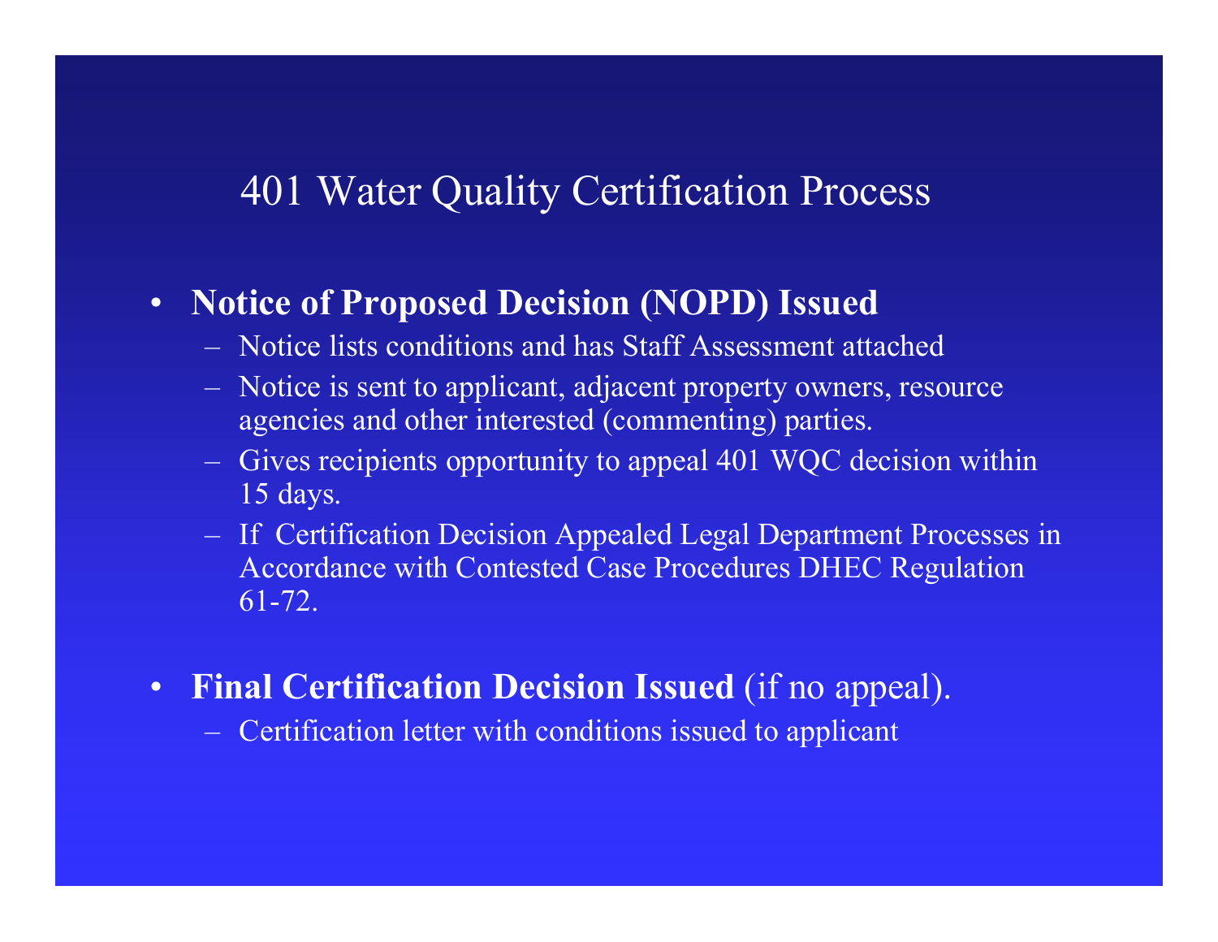# 401 Water Quality Certification Process

- **Notice of Proposed Decision (NOPD) Issued**
  - Notice lists conditions and has Staff Assessment attached
  - Notice is sent to applicant, adjacent property owners, resource agencies and other interested (commenting) parties.
  - Gives recipients opportunity to appeal 401 WQC decision within 15 days.
  - If Certification Decision Appealed Legal Department Processes in Accordance with Contested Case Procedures DHEC Regulation 61-72.

- **Final Certification Decision Issued** (if no appeal).
  - Certification letter with conditions issued to applicant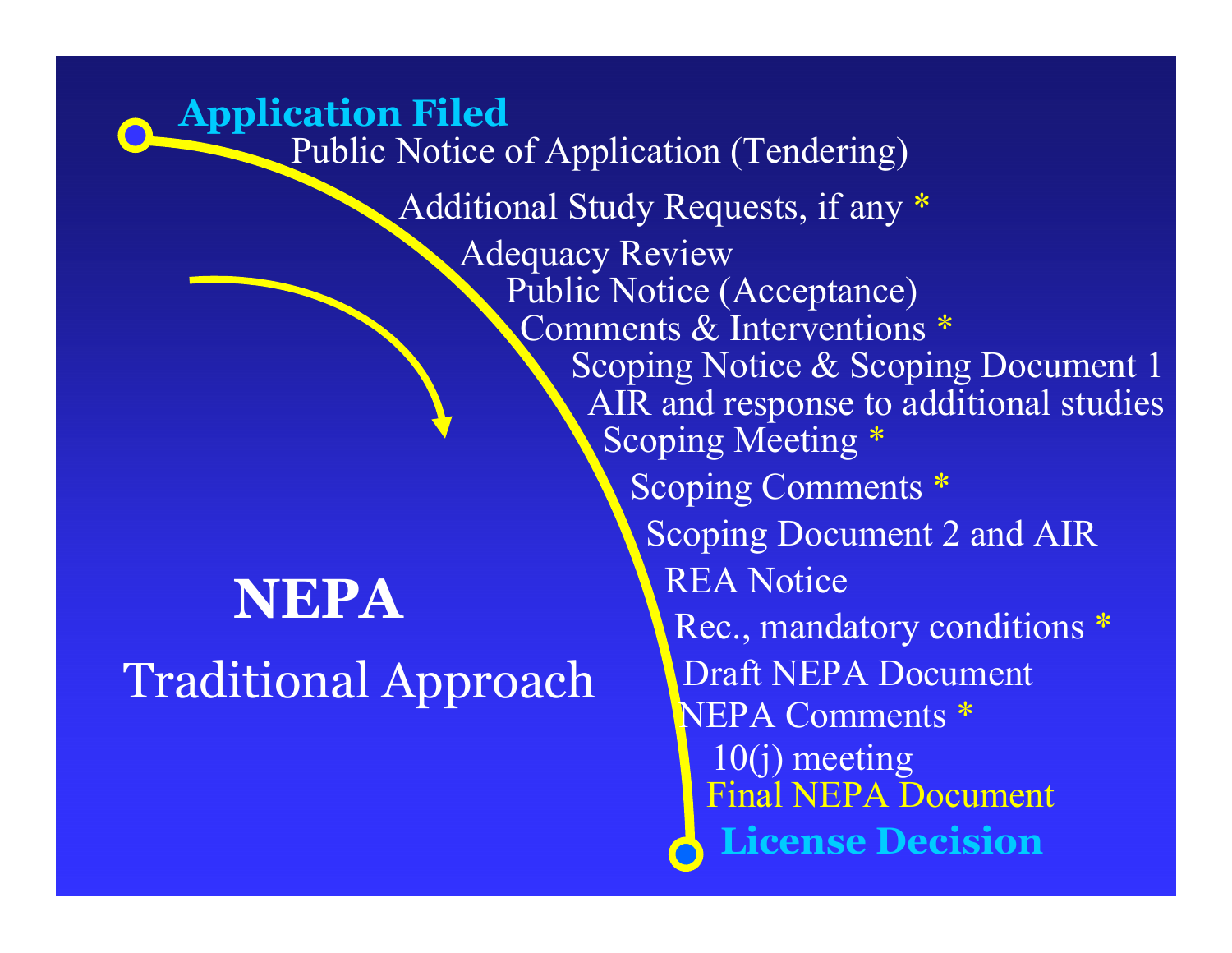# NEPA

Traditional Approach

Application Filed

Public Notice of Application (Tendering)

Additional Study Requests, if any *

Adequacy Review

Public Notice (Acceptance)

Comments & Interventions *

Scoping Notice & Scoping Document 1

AIR and response to additional studies

Scoping Meeting *

Scoping Comments *

Scoping Document 2 and AIR

REA Notice

Rec., mandatory conditions *

Draft NEPA Document

NEPA Comments *

10(j) meeting

Final NEPA Document

License Decision